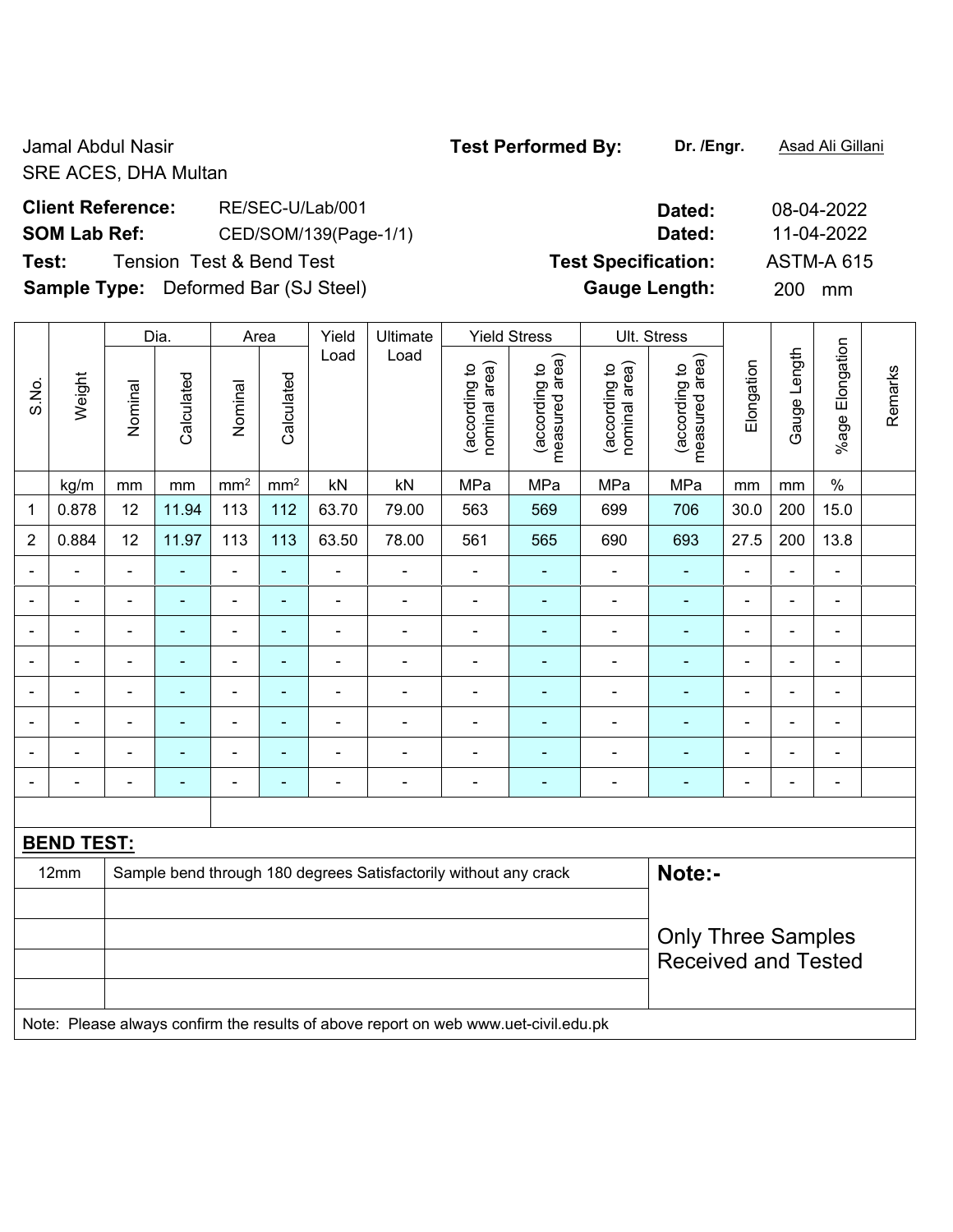Jamal Abdul Nasir
SRE ACES, DHA Multan

**Test Performed By:** **Dr. /Engr.** Asad Ali Gillani

**Client Reference:** RE/SEC-U/Lab/001 **Dated:** 08-04-2022

**SOM Lab Ref:** CED/SOM/139(Page-1/1) **Dated:** 11-04-2022

**Test:** Tension Test & Bend Test **Test Specification:** ASTM-A 615

**Sample Type:** Deformed Bar (SJ Steel) **Gauge Length:** 200 mm

| S.No. | Weight | Dia. | | Area | | Yield Load | Ultimate Load | Yield Stress | | Ult. Stress | | Elongation | Gauge Length | %age Elongation | Remarks |
|---|---|---|---|---|---|---|---|---|---|---|---|---|---|---|---|
| | | Nominal | Calculated | Nominal | Calculated | | | (according to nominal area) | (according to measured area) | (according to nominal area) | (according to measured area) | | | | |
| | kg/m | mm | mm | mm² | mm² | kN | kN | MPa | MPa | MPa | MPa | mm | mm | % | |
| 1 | 0.878 | 12 | 11.94 | 113 | 112 | 63.70 | 79.00 | 563 | 569 | 699 | 706 | 30.0 | 200 | 15.0 | |
| 2 | 0.884 | 12 | 11.97 | 113 | 113 | 63.50 | 78.00 | 561 | 565 | 690 | 693 | 27.5 | 200 | 13.8 | |
| - | - | - | - | - | - | - | - | - | - | - | - | - | - | - | |
| - | - | - | - | - | - | - | - | - | - | - | - | - | - | - | |
| - | - | - | - | - | - | - | - | - | - | - | - | - | - | - | |
| - | - | - | - | - | - | - | - | - | - | - | - | - | - | - | |
| - | - | - | - | - | - | - | - | - | - | - | - | - | - | - | |
| - | - | - | - | - | - | - | - | - | - | - | - | - | - | - | |
| - | - | - | - | - | - | - | - | - | - | - | - | - | - | - | |
| - | - | - | - | - | - | - | - | - | - | - | - | - | - | - | |

**BEND TEST:**

| Size | Result |
|---|---|
| 12mm | Sample bend through 180 degrees Satisfactorily without any crack |

**Note:-**

Only Three Samples Received and Tested

Note: Please always confirm the results of above report on web www.uet-civil.edu.pk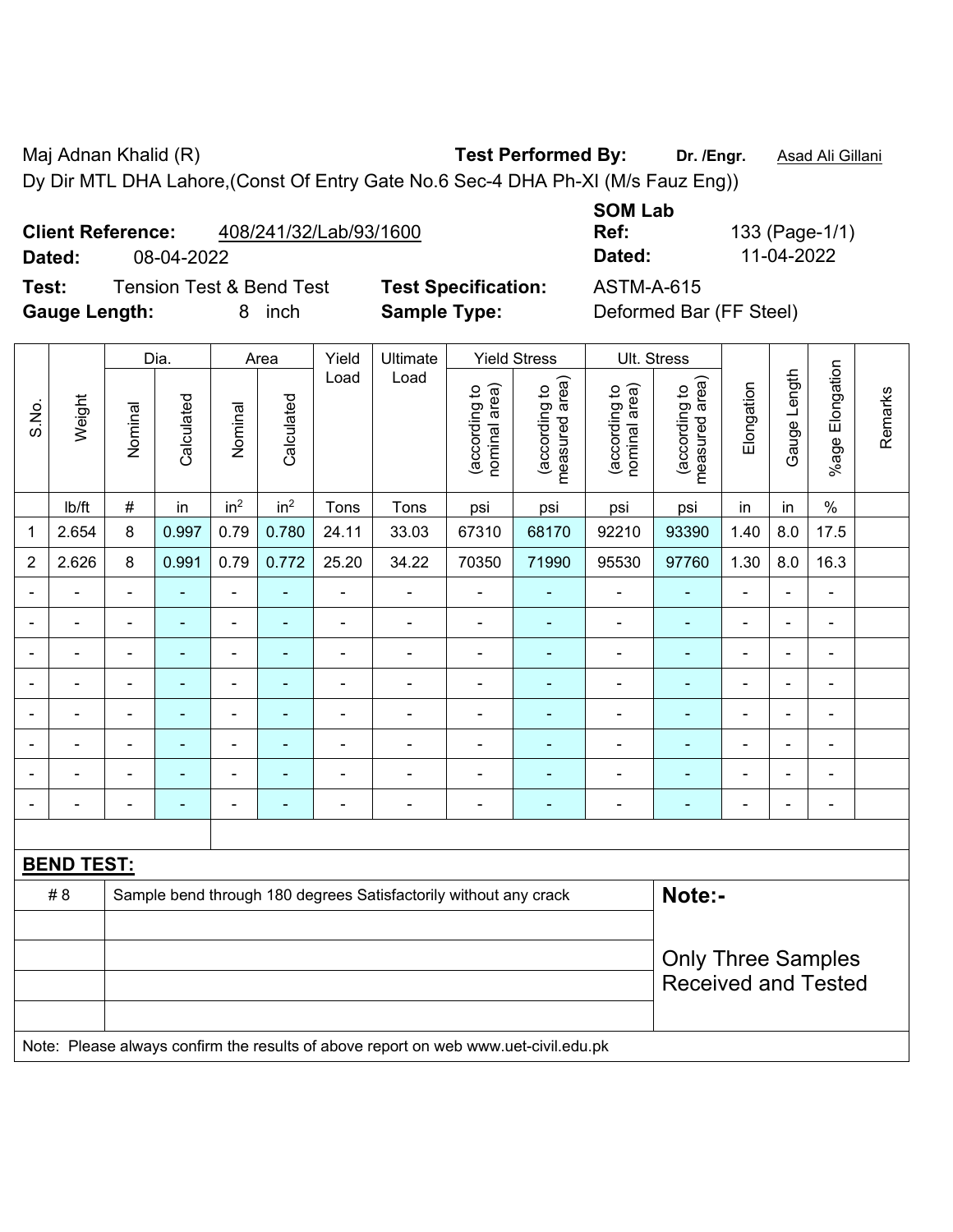Maj Adnan Khalid (R) **Test Performed By:** **Dr. /Engr.** Asad Ali Gillani

Dy Dir MTL DHA Lahore,(Const Of Entry Gate No.6 Sec-4 DHA Ph-XI (M/s Fauz Eng))

**Client Reference:** 408/241/32/Lab/93/1600 **SOM Lab Ref:** 133 (Page-1/1)

**Dated:** 08-04-2022 **Dated:** 11-04-2022

**Test:** Tension Test & Bend Test **Test Specification:** ASTM-A-615

**Gauge Length:** 8 inch **Sample Type:** Deformed Bar (FF Steel)

| S.No. | Weight | Dia. | | Area | | Yield Load | Ultimate Load | Yield Stress | | Ult. Stress | | Elongation | Gauge Length | %age Elongation | Remarks |
|---|---|---|---|---|---|---|---|---|---|---|---|---|---|---|---|
| | | Nominal | Calculated | Nominal | Calculated | | | (according to nominal area) | (according to measured area) | (according to nominal area) | (according to measured area) | | | | |
| | lb/ft | # | in | in² | in² | Tons | Tons | psi | psi | psi | psi | in | in | % | |
| 1 | 2.654 | 8 | 0.997 | 0.79 | 0.780 | 24.11 | 33.03 | 67310 | 68170 | 92210 | 93390 | 1.40 | 8.0 | 17.5 | |
| 2 | 2.626 | 8 | 0.991 | 0.79 | 0.772 | 25.20 | 34.22 | 70350 | 71990 | 95530 | 97760 | 1.30 | 8.0 | 16.3 | |
| - | - | - | - | - | - | - | - | - | - | - | - | - | - | - | |
| - | - | - | - | - | - | - | - | - | - | - | - | - | - | - | |
| - | - | - | - | - | - | - | - | - | - | - | - | - | - | - | |
| - | - | - | - | - | - | - | - | - | - | - | - | - | - | - | |
| - | - | - | - | - | - | - | - | - | - | - | - | - | - | - | |
| - | - | - | - | - | - | - | - | - | - | - | - | - | - | - | |
| - | - | - | - | - | - | - | - | - | - | - | - | - | - | - | |
| - | - | - | - | - | - | - | - | - | - | - | - | - | - | - | |

**BEND TEST:**

| | | |
|---|---|---|
| # 8 | Sample bend through 180 degrees Satisfactorily without any crack | **Note:-** Only Three Samples Received and Tested |

Note: Please always confirm the results of above report on web www.uet-civil.edu.pk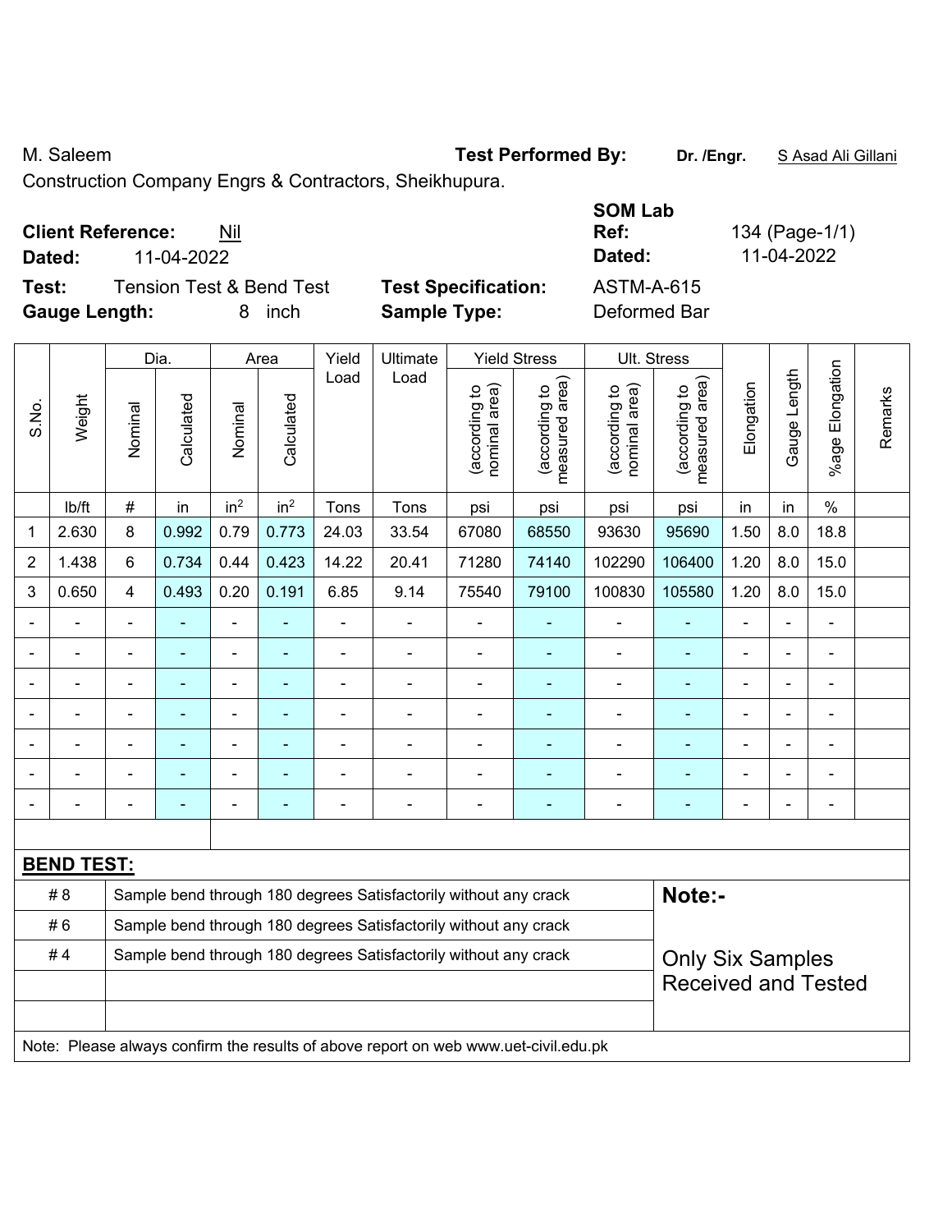M. Saleem

**Test Performed By:** **Dr. /Engr.** S Asad Ali Gillani

Construction Company Engrs & Contractors, Sheikhupura.

**Client Reference:** Nil

**Dated:** 11-04-2022

**SOM Lab Ref:** 134 (Page-1/1)

**Dated:** 11-04-2022

**Test:** Tension Test & Bend Test

**Test Specification:** ASTM-A-615

**Gauge Length:** 8 inch

**Sample Type:** Deformed Bar

| S.No. | Weight | Dia. | | Area | | Yield Load | Ultimate Load | Yield Stress | | Ult. Stress | | Elongation | Gauge Length | %age Elongation | Remarks |
|---|---|---|---|---|---|---|---|---|---|---|---|---|---|---|---|
| | | Nominal | Calculated | Nominal | Calculated | | | (according to nominal area) | (according to measured area) | (according to nominal area) | (according to measured area) | | | | |
| | lb/ft | # | in | in$^2$ | in$^2$ | Tons | Tons | psi | psi | psi | psi | in | in | % | |
| 1 | 2.630 | 8 | 0.992 | 0.79 | 0.773 | 24.03 | 33.54 | 67080 | 68550 | 93630 | 95690 | 1.50 | 8.0 | 18.8 | |
| 2 | 1.438 | 6 | 0.734 | 0.44 | 0.423 | 14.22 | 20.41 | 71280 | 74140 | 102290 | 106400 | 1.20 | 8.0 | 15.0 | |
| 3 | 0.650 | 4 | 0.493 | 0.20 | 0.191 | 6.85 | 9.14 | 75540 | 79100 | 100830 | 105580 | 1.20 | 8.0 | 15.0 | |
| - | - | - | - | - | - | - | - | - | - | - | - | - | - | - | |
| - | - | - | - | - | - | - | - | - | - | - | - | - | - | - | |
| - | - | - | - | - | - | - | - | - | - | - | - | - | - | - | |
| - | - | - | - | - | - | - | - | - | - | - | - | - | - | - | |
| - | - | - | - | - | - | - | - | - | - | - | - | - | - | - | |
| - | - | - | - | - | - | - | - | - | - | - | - | - | - | - | |
| - | - | - | - | - | - | - | - | - | - | - | - | - | - | - | |

**BEND TEST:**

| | | |
|---|---|---|
| # 8 | Sample bend through 180 degrees Satisfactorily without any crack | **Note:-** |
| # 6 | Sample bend through 180 degrees Satisfactorily without any crack | |
| # 4 | Sample bend through 180 degrees Satisfactorily without any crack | Only Six Samples Received and Tested |
| | | |
| | | |

Note: Please always confirm the results of above report on web www.uet-civil.edu.pk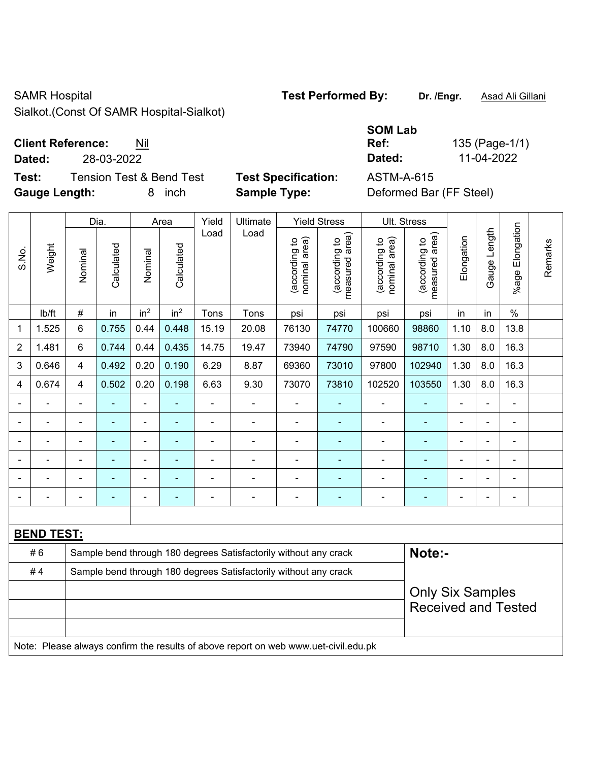SAMR Hospital
Sialkot.(Const Of SAMR Hospital-Sialkot)

**Test Performed By:** **Dr. /Engr.** Asad Ali Gillani

**Client Reference:** Nil
**Dated:** 28-03-2022

**SOM Lab Ref:** 135 (Page-1/1)
**Dated:** 11-04-2022

**Test:** Tension Test & Bend Test
**Test Specification:** ASTM-A-615
**Gauge Length:** 8 inch
**Sample Type:** Deformed Bar (FF Steel)

| S.No. | Weight | Dia. | | Area | | Yield Load | Ultimate Load | Yield Stress | | Ult. Stress | | Elongation | Gauge Length | %age Elongation | Remarks |
|---|---|---|---|---|---|---|---|---|---|---|---|---|---|---|---|
| | | Nominal | Calculated | Nominal | Calculated | | | (according to nominal area) | (according to measured area) | (according to nominal area) | (according to measured area) | | | | |
| | lb/ft | # | in | $in^2$ | $in^2$ | Tons | Tons | psi | psi | psi | psi | in | in | % | |
| 1 | 1.525 | 6 | 0.755 | 0.44 | 0.448 | 15.19 | 20.08 | 76130 | 74770 | 100660 | 98860 | 1.10 | 8.0 | 13.8 | |
| 2 | 1.481 | 6 | 0.744 | 0.44 | 0.435 | 14.75 | 19.47 | 73940 | 74790 | 97590 | 98710 | 1.30 | 8.0 | 16.3 | |
| 3 | 0.646 | 4 | 0.492 | 0.20 | 0.190 | 6.29 | 8.87 | 69360 | 73010 | 97800 | 102940 | 1.30 | 8.0 | 16.3 | |
| 4 | 0.674 | 4 | 0.502 | 0.20 | 0.198 | 6.63 | 9.30 | 73070 | 73810 | 102520 | 103550 | 1.30 | 8.0 | 16.3 | |
| - | - | - | - | - | - | - | - | - | - | - | - | - | - | - | |
| - | - | - | - | - | - | - | - | - | - | - | - | - | - | - | |
| - | - | - | - | - | - | - | - | - | - | - | - | - | - | - | |
| - | - | - | - | - | - | - | - | - | - | - | - | - | - | - | |
| - | - | - | - | - | - | - | - | - | - | - | - | - | - | - | |
| - | - | - | - | - | - | - | - | - | - | - | - | - | - | - | |

**BEND TEST:**

| | |
|---|---|
| # 6 | Sample bend through 180 degrees Satisfactorily without any crack |
| # 4 | Sample bend through 180 degrees Satisfactorily without any crack |

**Note:-**

Only Six Samples Received and Tested

Note: Please always confirm the results of above report on web www.uet-civil.edu.pk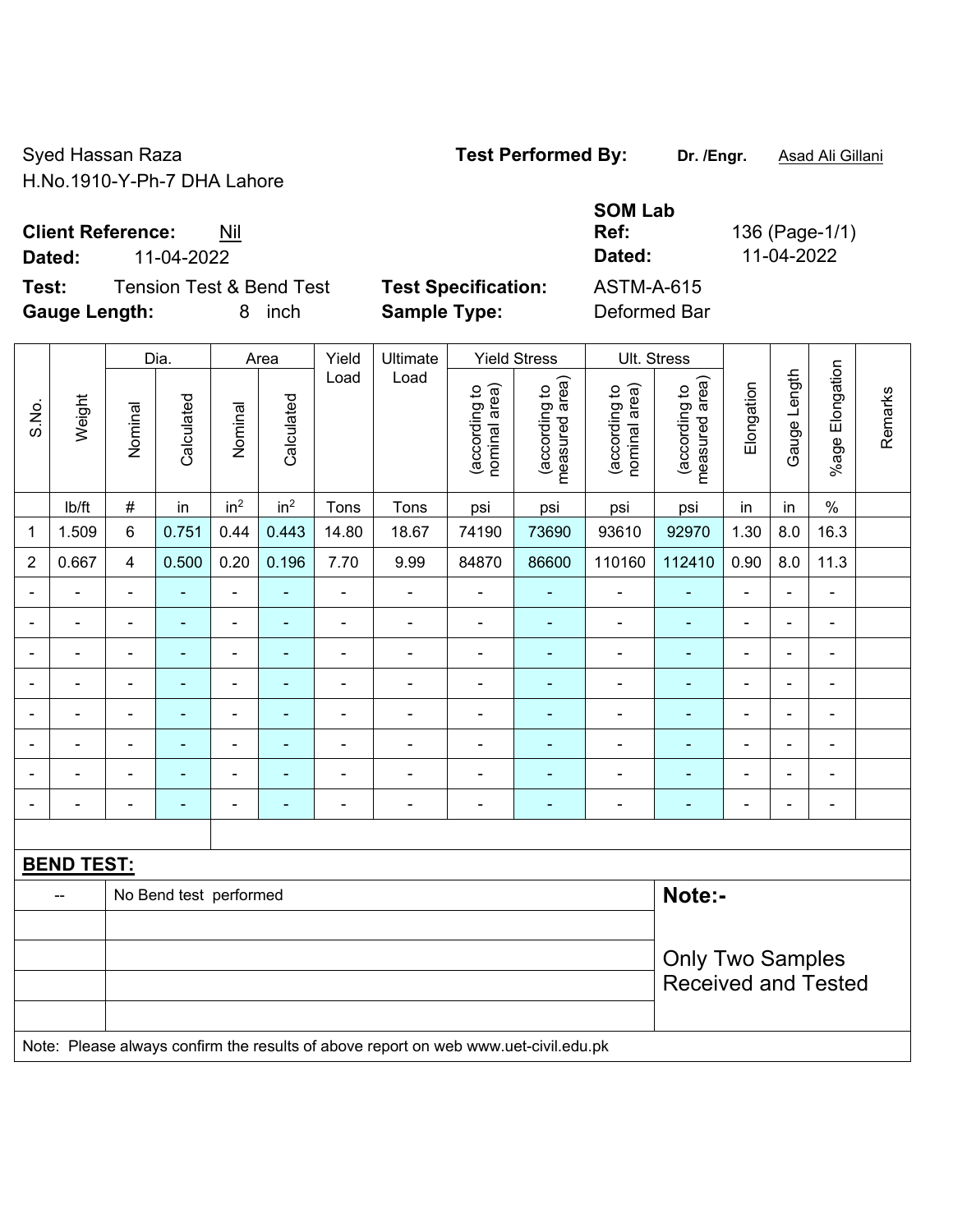Syed Hassan Raza
H.No.1910-Y-Ph-7 DHA Lahore

**Test Performed By:** **Dr. /Engr.** Asad Ali Gillani

**SOM Lab**

**Client Reference:** Nil
**Dated:** 11-04-2022

**Ref:** 136 (Page-1/1)
**Dated:** 11-04-2022

**Test:** Tension Test & Bend Test
**Gauge Length:** 8 inch

**Test Specification:** ASTM-A-615
**Sample Type:** Deformed Bar

| S.No. | Weight | Dia. | | Area | | Yield Load | Ultimate Load | Yield Stress | | Ult. Stress | | Elongation | Gauge Length | %age Elongation | Remarks |
|---|---|---|---|---|---|---|---|---|---|---|---|---|---|---|---|
| | | Nominal | Calculated | Nominal | Calculated | | | (according to nominal area) | (according to measured area) | (according to nominal area) | (according to measured area) | | | | |
| | lb/ft | # | in | in² | in² | Tons | Tons | psi | psi | psi | psi | in | in | % | |
| 1 | 1.509 | 6 | 0.751 | 0.44 | 0.443 | 14.80 | 18.67 | 74190 | 73690 | 93610 | 92970 | 1.30 | 8.0 | 16.3 | |
| 2 | 0.667 | 4 | 0.500 | 0.20 | 0.196 | 7.70 | 9.99 | 84870 | 86600 | 110160 | 112410 | 0.90 | 8.0 | 11.3 | |
| - | - | - | - | - | - | - | - | - | - | - | - | - | - | - | |
| - | - | - | - | - | - | - | - | - | - | - | - | - | - | - | |
| - | - | - | - | - | - | - | - | - | - | - | - | - | - | - | |
| - | - | - | - | - | - | - | - | - | - | - | - | - | - | - | |
| - | - | - | - | - | - | - | - | - | - | - | - | - | - | - | |
| - | - | - | - | - | - | - | - | - | - | - | - | - | - | - | |
| - | - | - | - | - | - | - | - | - | - | - | - | - | - | - | |
| - | - | - | - | - | - | - | - | - | - | - | - | - | - | - | |

**BEND TEST:**

| | | |
|---|---|---|
| -- | No Bend test performed | **Note:-** Only Two Samples Received and Tested |

Note: Please always confirm the results of above report on web www.uet-civil.edu.pk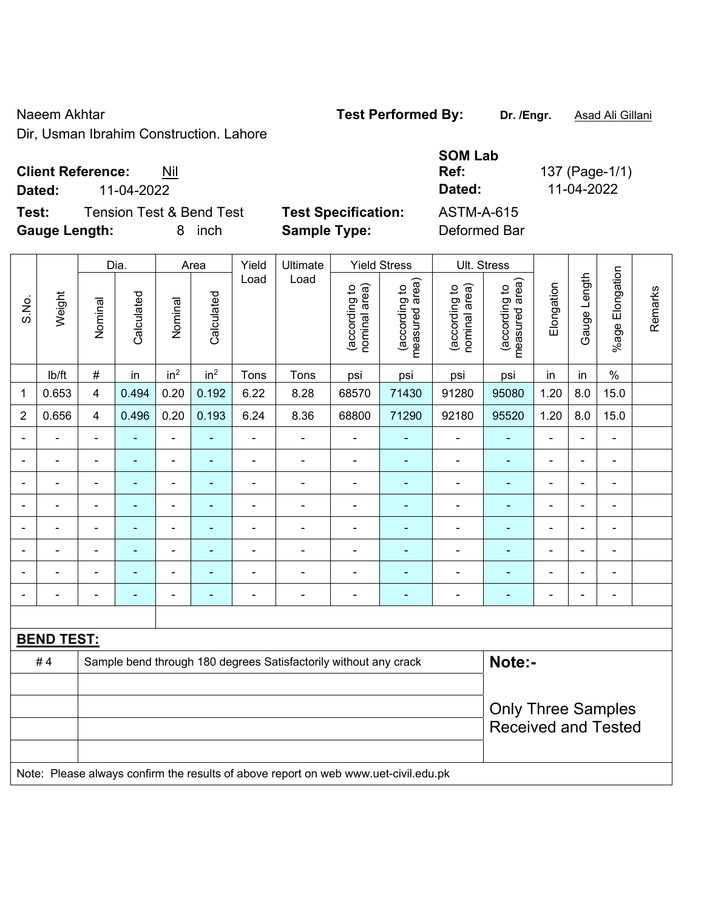Naeem Akhtar
Dir, Usman Ibrahim Construction. Lahore

**Test Performed By:** **Dr. /Engr.** Asad Ali Gillani

**Client Reference:** Nil
**Dated:** 11-04-2022

**SOM Lab Ref:** 137 (Page-1/1)
**Dated:** 11-04-2022

**Test:** Tension Test & Bend Test
**Gauge Length:** 8 inch

**Test Specification:** ASTM-A-615
**Sample Type:** Deformed Bar

| S.No. | Weight | Dia. | | Area | | Yield Load | Ultimate Load | Yield Stress | | Ult. Stress | | Elongation | Gauge Length | %age Elongation | Remarks |
|---|---|---|---|---|---|---|---|---|---|---|---|---|---|---|---|
| | | Nominal | Calculated | Nominal | Calculated | | | (according to nominal area) | (according to measured area) | (according to nominal area) | (according to measured area) | | | | |
| | lb/ft | # | in | $in^2$ | $in^2$ | Tons | Tons | psi | psi | psi | psi | in | in | % | |
| 1 | 0.653 | 4 | 0.494 | 0.20 | 0.192 | 6.22 | 8.28 | 68570 | 71430 | 91280 | 95080 | 1.20 | 8.0 | 15.0 | |
| 2 | 0.656 | 4 | 0.496 | 0.20 | 0.193 | 6.24 | 8.36 | 68800 | 71290 | 92180 | 95520 | 1.20 | 8.0 | 15.0 | |
| - | - | - | - | - | - | - | - | - | - | - | - | - | - | - | |
| - | - | - | - | - | - | - | - | - | - | - | - | - | - | - | |
| - | - | - | - | - | - | - | - | - | - | - | - | - | - | - | |
| - | - | - | - | - | - | - | - | - | - | - | - | - | - | - | |
| - | - | - | - | - | - | - | - | - | - | - | - | - | - | - | |
| - | - | - | - | - | - | - | - | - | - | - | - | - | - | - | |
| - | - | - | - | - | - | - | - | - | - | - | - | - | - | - | |
| - | - | - | - | - | - | - | - | - | - | - | - | - | - | - | |

**BEND TEST:**

| | | |
|---|---|---|
| # 4 | Sample bend through 180 degrees Satisfactorily without any crack | **Note:-** Only Three Samples Received and Tested |

Note: Please always confirm the results of above report on web www.uet-civil.edu.pk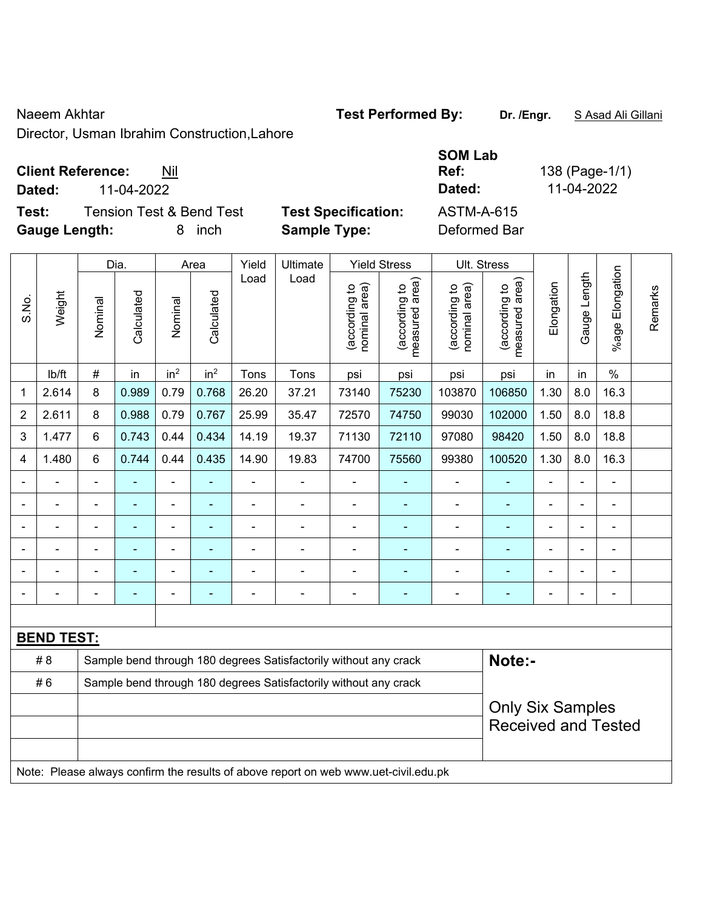Naeem Akhtar

Director, Usman Ibrahim Construction,Lahore

**Test Performed By:** **Dr. /Engr.** S Asad Ali Gillani

**Client Reference:** Nil

**Dated:** 11-04-2022

**SOM Lab Ref:** 138 (Page-1/1)

**Dated:** 11-04-2022

**Test:** Tension Test & Bend Test

**Gauge Length:** 8 inch

**Test Specification:** ASTM-A-615

**Sample Type:** Deformed Bar

| S.No. | Weight | Dia. | | Area | | Yield Load | Ultimate Load | Yield Stress | | Ult. Stress | | Elongation | Gauge Length | %age Elongation | Remarks |
|---|---|---|---|---|---|---|---|---|---|---|---|---|---|---|---|
| | | Nominal | Calculated | Nominal | Calculated | | | (according to nominal area) | (according to measured area) | (according to nominal area) | (according to measured area) | | | | |
| | lb/ft | # | in | in$^2$ | in$^2$ | Tons | Tons | psi | psi | psi | psi | in | in | % | |
| 1 | 2.614 | 8 | 0.989 | 0.79 | 0.768 | 26.20 | 37.21 | 73140 | 75230 | 103870 | 106850 | 1.30 | 8.0 | 16.3 | |
| 2 | 2.611 | 8 | 0.988 | 0.79 | 0.767 | 25.99 | 35.47 | 72570 | 74750 | 99030 | 102000 | 1.50 | 8.0 | 18.8 | |
| 3 | 1.477 | 6 | 0.743 | 0.44 | 0.434 | 14.19 | 19.37 | 71130 | 72110 | 97080 | 98420 | 1.50 | 8.0 | 18.8 | |
| 4 | 1.480 | 6 | 0.744 | 0.44 | 0.435 | 14.90 | 19.83 | 74700 | 75560 | 99380 | 100520 | 1.30 | 8.0 | 16.3 | |
| - | - | - | - | - | - | - | - | - | - | - | - | - | - | - | |
| - | - | - | - | - | - | - | - | - | - | - | - | - | - | - | |
| - | - | - | - | - | - | - | - | - | - | - | - | - | - | - | |
| - | - | - | - | - | - | - | - | - | - | - | - | - | - | - | |
| - | - | - | - | - | - | - | - | - | - | - | - | - | - | - | |
| - | - | - | - | - | - | - | - | - | - | - | - | - | - | - | |

**BEND TEST:**

| | | |
|---|---|---|
| # 8 | Sample bend through 180 degrees Satisfactorily without any crack | **Note:-** |
| # 6 | Sample bend through 180 degrees Satisfactorily without any crack | Only Six Samples Received and Tested |
| | | |
| | | |
| | | |

Note: Please always confirm the results of above report on web www.uet-civil.edu.pk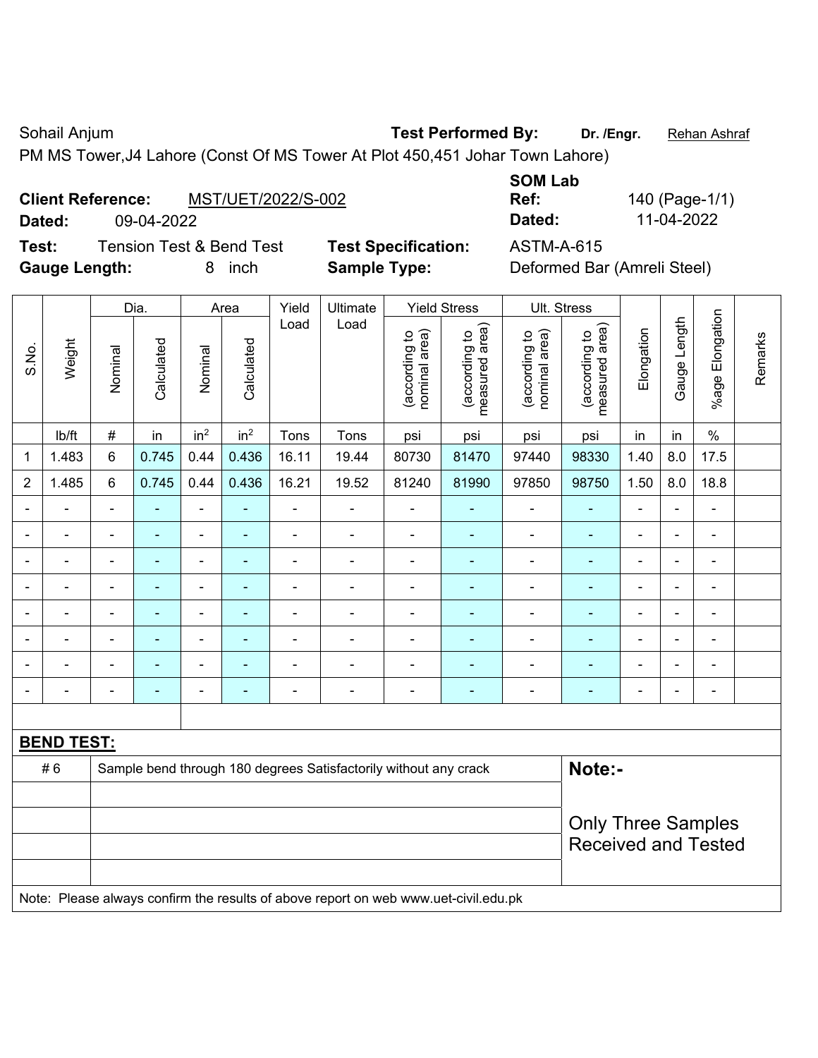Sohail Anjum

**Test Performed By:** **Dr. /Engr.** Rehan Ashraf

PM MS Tower,J4 Lahore (Const Of MS Tower At Plot 450,451 Johar Town Lahore)

**Client Reference:** MST/UET/2022/S-002

**Dated:** 09-04-2022

**SOM Lab Ref:** 140 (Page-1/1)

**Dated:** 11-04-2022

**Test:** Tension Test & Bend Test

**Test Specification:** ASTM-A-615

**Gauge Length:** 8 inch

**Sample Type:** Deformed Bar (Amreli Steel)

| S.No. | Weight | Dia. | | Area | | Yield Load | Ultimate Load | Yield Stress | | Ult. Stress | | Elongation | Gauge Length | %age Elongation | Remarks |
|---|---|---|---|---|---|---|---|---|---|---|---|---|---|---|---|
| | | Nominal | Calculated | Nominal | Calculated | | | (according to nominal area) | (according to measured area) | (according to nominal area) | (according to measured area) | | | | |
| | lb/ft | # | in | $in^2$ | $in^2$ | Tons | Tons | psi | psi | psi | psi | in | in | % | |
| 1 | 1.483 | 6 | 0.745 | 0.44 | 0.436 | 16.11 | 19.44 | 80730 | 81470 | 97440 | 98330 | 1.40 | 8.0 | 17.5 | |
| 2 | 1.485 | 6 | 0.745 | 0.44 | 0.436 | 16.21 | 19.52 | 81240 | 81990 | 97850 | 98750 | 1.50 | 8.0 | 18.8 | |
| - | - | - | - | - | - | - | - | - | - | - | - | - | - | - | |
| - | - | - | - | - | - | - | - | - | - | - | - | - | - | - | |
| - | - | - | - | - | - | - | - | - | - | - | - | - | - | - | |
| - | - | - | - | - | - | - | - | - | - | - | - | - | - | - | |
| - | - | - | - | - | - | - | - | - | - | - | - | - | - | - | |
| - | - | - | - | - | - | - | - | - | - | - | - | - | - | - | |
| - | - | - | - | - | - | - | - | - | - | - | - | - | - | - | |
| - | - | - | - | - | - | - | - | - | - | - | - | - | - | - | |

**BEND TEST:**

| | | |
|---|---|---|
| # 6 | Sample bend through 180 degrees Satisfactorily without any crack | **Note:-** |
| | | Only Three Samples Received and Tested |

Note: Please always confirm the results of above report on web www.uet-civil.edu.pk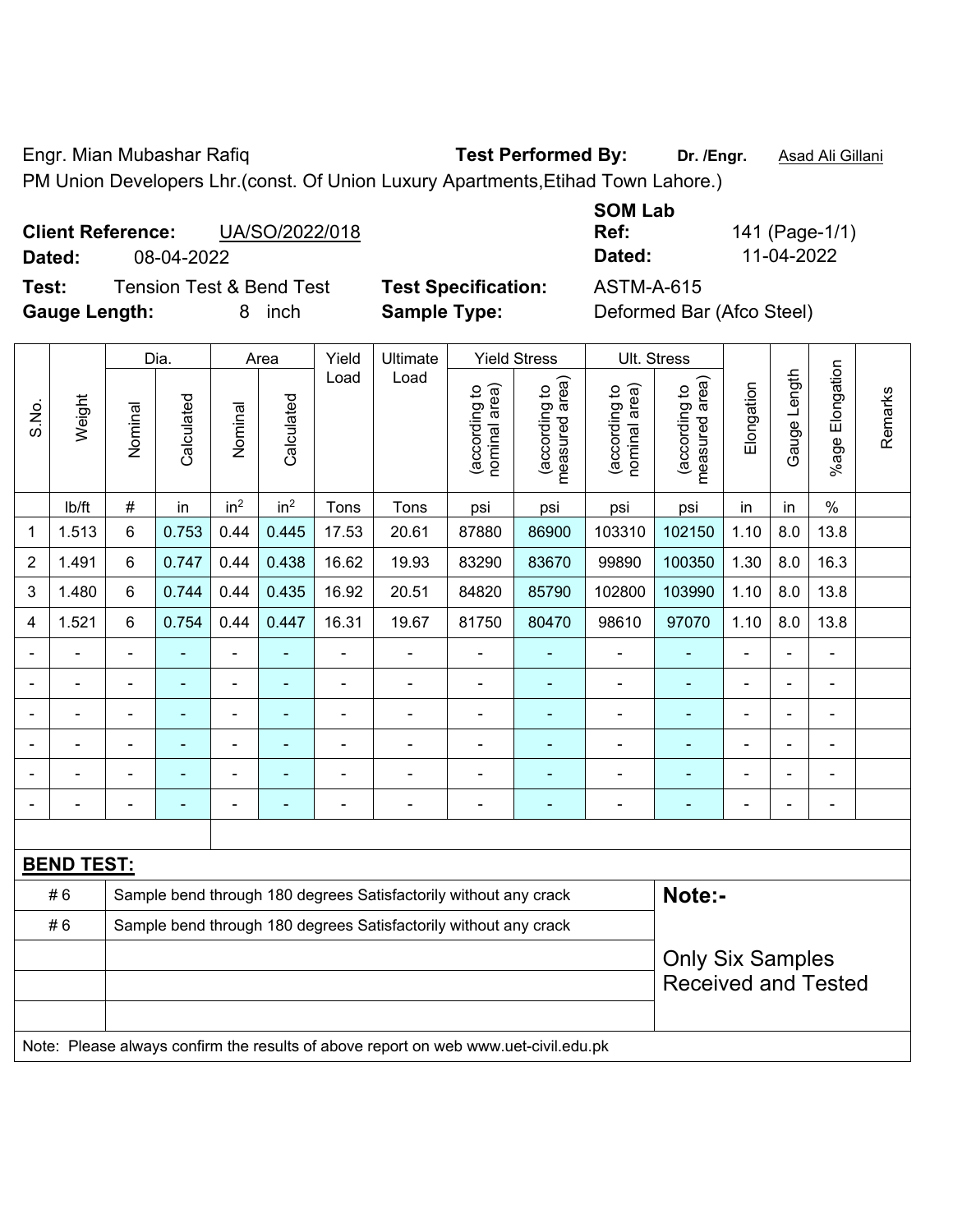Engr. Mian Mubashar Rafiq **Test Performed By:** **Dr. /Engr.** Asad Ali Gillani

PM Union Developers Lhr.(const. Of Union Luxury Apartments,Etihad Town Lahore.)

**Client Reference:** UA/SO/2022/018 **SOM Lab Ref:** 141 (Page-1/1)

**Dated:** 08-04-2022 **Dated:** 11-04-2022

**Test:** Tension Test & Bend Test **Test Specification:** ASTM-A-615

**Gauge Length:** 8 inch **Sample Type:** Deformed Bar (Afco Steel)

| S.No. | Weight | Dia. | | Area | | Yield Load | Ultimate Load | Yield Stress | | Ult. Stress | | Elongation | Gauge Length | %age Elongation | Remarks |
|---|---|---|---|---|---|---|---|---|---|---|---|---|---|---|---|
| | | Nominal | Calculated | Nominal | Calculated | | | (according to nominal area) | (according to measured area) | (according to nominal area) | (according to measured area) | | | | |
| | lb/ft | # | in | $in^2$ | $in^2$ | Tons | Tons | psi | psi | psi | psi | in | in | % | |
| 1 | 1.513 | 6 | 0.753 | 0.44 | 0.445 | 17.53 | 20.61 | 87880 | 86900 | 103310 | 102150 | 1.10 | 8.0 | 13.8 | |
| 2 | 1.491 | 6 | 0.747 | 0.44 | 0.438 | 16.62 | 19.93 | 83290 | 83670 | 99890 | 100350 | 1.30 | 8.0 | 16.3 | |
| 3 | 1.480 | 6 | 0.744 | 0.44 | 0.435 | 16.92 | 20.51 | 84820 | 85790 | 102800 | 103990 | 1.10 | 8.0 | 13.8 | |
| 4 | 1.521 | 6 | 0.754 | 0.44 | 0.447 | 16.31 | 19.67 | 81750 | 80470 | 98610 | 97070 | 1.10 | 8.0 | 13.8 | |
| - | - | - | - | - | - | - | - | - | - | - | - | - | - | - | |
| - | - | - | - | - | - | - | - | - | - | - | - | - | - | - | |
| - | - | - | - | - | - | - | - | - | - | - | - | - | - | - | |
| - | - | - | - | - | - | - | - | - | - | - | - | - | - | - | |
| - | - | - | - | - | - | - | - | - | - | - | - | - | - | - | |
| - | - | - | - | - | - | - | - | - | - | - | - | - | - | - | |

**BEND TEST:**

| # | Result |
|---|---|
| # 6 | Sample bend through 180 degrees Satisfactorily without any crack |
| # 6 | Sample bend through 180 degrees Satisfactorily without any crack |

**Note:-**

Only Six Samples Received and Tested

Note: Please always confirm the results of above report on web www.uet-civil.edu.pk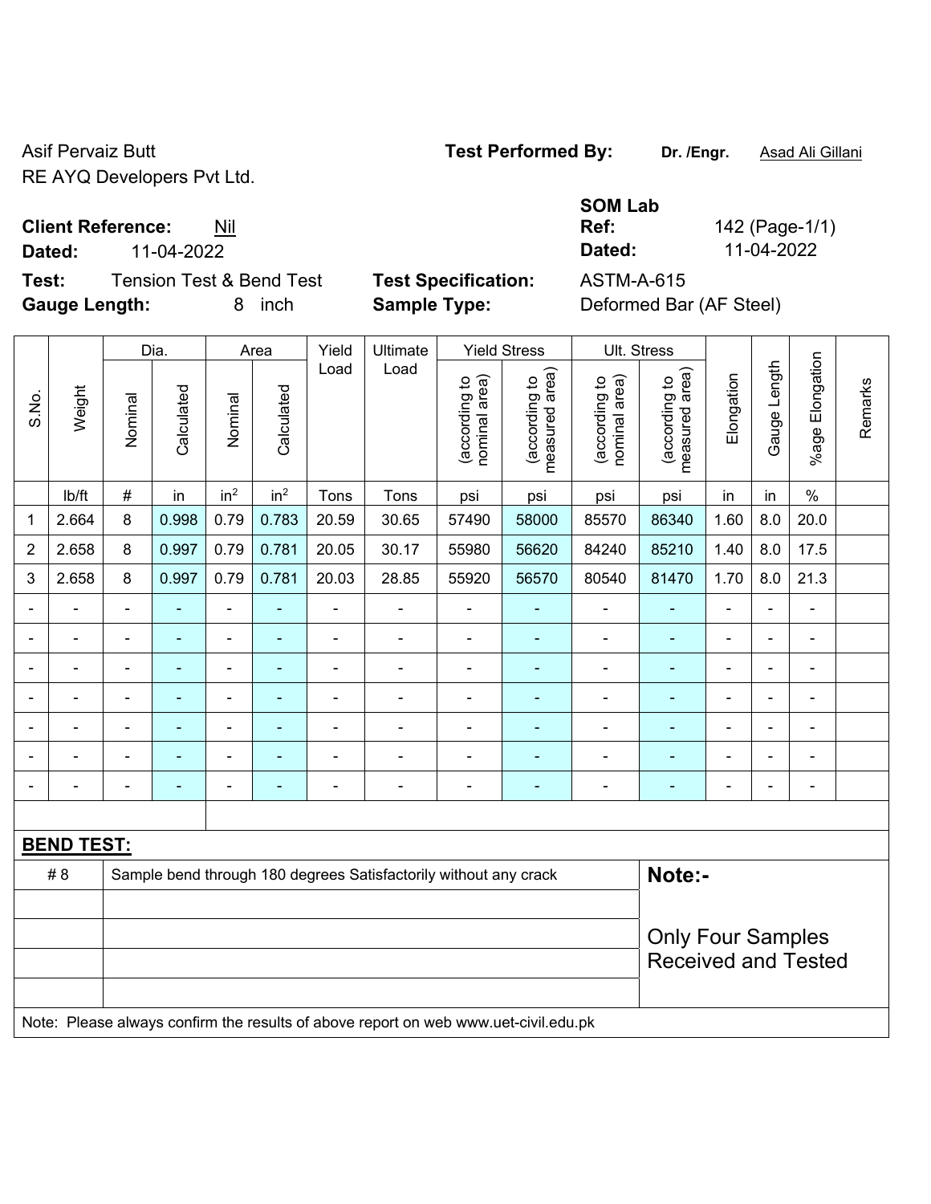Asif Pervaiz Butt
RE AYQ Developers Pvt Ltd.

**Test Performed By:** **Dr. /Engr.** Asad Ali Gillani

**Client Reference:** Nil
**Dated:** 11-04-2022

**SOM Lab Ref:** 142 (Page-1/1)
**Dated:** 11-04-2022

**Test:** Tension Test & Bend Test
**Gauge Length:** 8 inch

**Test Specification:** ASTM-A-615
**Sample Type:** Deformed Bar (AF Steel)

| S.No. | Weight | Dia. | | Area | | Yield Load | Ultimate Load | Yield Stress | | Ult. Stress | | Elongation | Gauge Length | %age Elongation | Remarks |
|---|---|---|---|---|---|---|---|---|---|---|---|---|---|---|---|
| | | Nominal | Calculated | Nominal | Calculated | | | (according to nominal area) | (according to measured area) | (according to nominal area) | (according to measured area) | | | | |
| | lb/ft | # | in | in² | in² | Tons | Tons | psi | psi | psi | psi | in | in | % | |
| 1 | 2.664 | 8 | 0.998 | 0.79 | 0.783 | 20.59 | 30.65 | 57490 | 58000 | 85570 | 86340 | 1.60 | 8.0 | 20.0 | |
| 2 | 2.658 | 8 | 0.997 | 0.79 | 0.781 | 20.05 | 30.17 | 55980 | 56620 | 84240 | 85210 | 1.40 | 8.0 | 17.5 | |
| 3 | 2.658 | 8 | 0.997 | 0.79 | 0.781 | 20.03 | 28.85 | 55920 | 56570 | 80540 | 81470 | 1.70 | 8.0 | 21.3 | |
| - | - | - | - | - | - | - | - | - | - | - | - | - | - | - | |
| - | - | - | - | - | - | - | - | - | - | - | - | - | - | - | |
| - | - | - | - | - | - | - | - | - | - | - | - | - | - | - | |
| - | - | - | - | - | - | - | - | - | - | - | - | - | - | - | |
| - | - | - | - | - | - | - | - | - | - | - | - | - | - | - | |
| - | - | - | - | - | - | - | - | - | - | - | - | - | - | - | |
| - | - | - | - | - | - | - | - | - | - | - | - | - | - | - | |

**BEND TEST:**

| | | |
|---|---|---|
| # 8 | Sample bend through 180 degrees Satisfactorily without any crack | **Note:-** |
| | | Only Four Samples Received and Tested |

Note: Please always confirm the results of above report on web www.uet-civil.edu.pk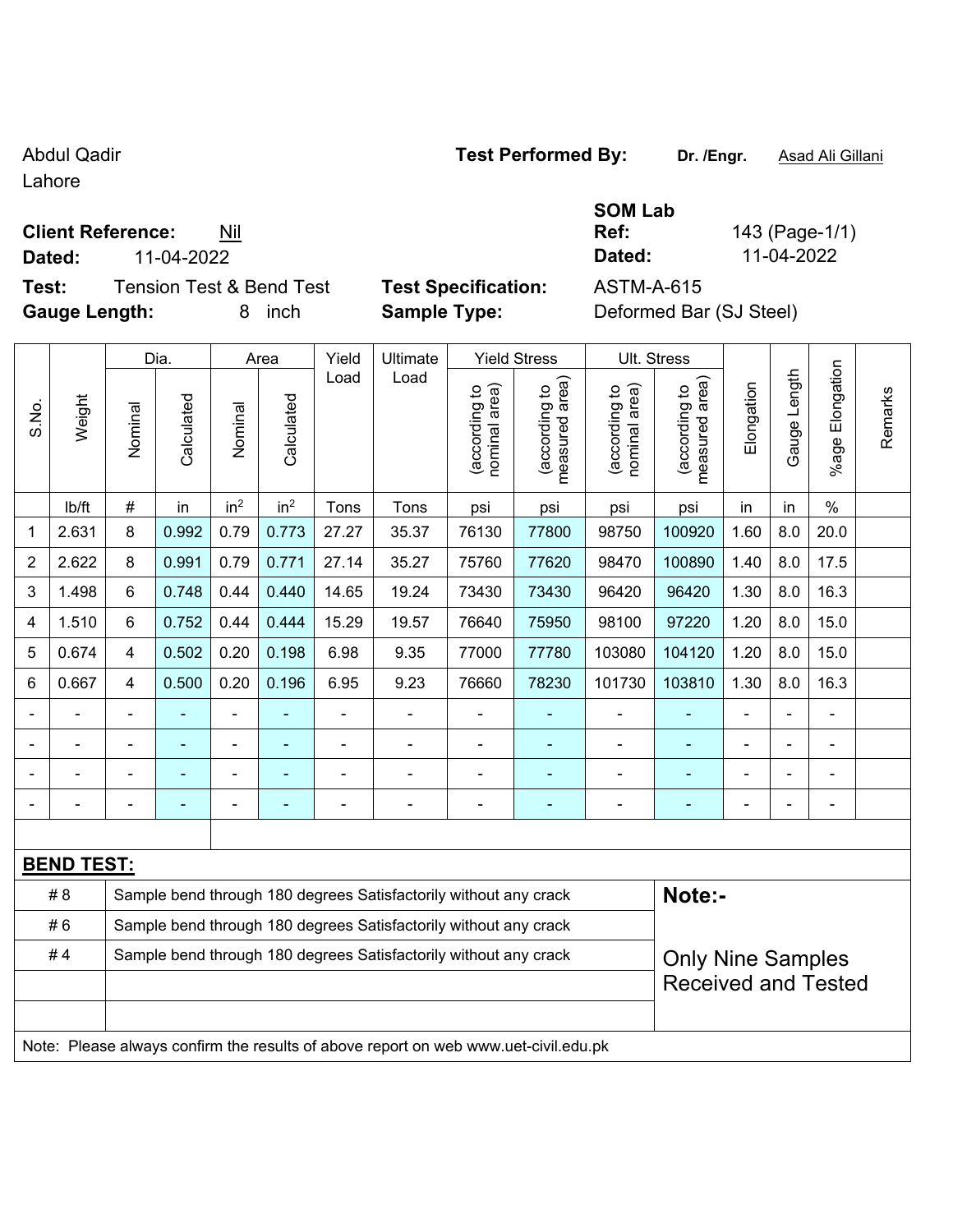Abdul Qadir
Lahore

**Test Performed By:** **Dr. /Engr.** Asad Ali Gillani

**SOM Lab**

**Client Reference:** Nil
**Dated:** 11-04-2022

**Ref:** 143 (Page-1/1)
**Dated:** 11-04-2022

**Test:** Tension Test & Bend Test
**Gauge Length:** 8 inch

**Test Specification:** ASTM-A-615
**Sample Type:** Deformed Bar (SJ Steel)

| S.No. | Weight | Dia. | | Area | | Yield Load | Ultimate Load | Yield Stress | | Ult. Stress | | Elongation | Gauge Length | %age Elongation | Remarks |
|---|---|---|---|---|---|---|---|---|---|---|---|---|---|---|---|
| | | Nominal | Calculated | Nominal | Calculated | | | (according to nominal area) | (according to measured area) | (according to nominal area) | (according to measured area) | | | | |
| | lb/ft | # | in | in$^2$ | in$^2$ | Tons | Tons | psi | psi | psi | psi | in | in | % | |
| 1 | 2.631 | 8 | 0.992 | 0.79 | 0.773 | 27.27 | 35.37 | 76130 | 77800 | 98750 | 100920 | 1.60 | 8.0 | 20.0 | |
| 2 | 2.622 | 8 | 0.991 | 0.79 | 0.771 | 27.14 | 35.27 | 75760 | 77620 | 98470 | 100890 | 1.40 | 8.0 | 17.5 | |
| 3 | 1.498 | 6 | 0.748 | 0.44 | 0.440 | 14.65 | 19.24 | 73430 | 73430 | 96420 | 96420 | 1.30 | 8.0 | 16.3 | |
| 4 | 1.510 | 6 | 0.752 | 0.44 | 0.444 | 15.29 | 19.57 | 76640 | 75950 | 98100 | 97220 | 1.20 | 8.0 | 15.0 | |
| 5 | 0.674 | 4 | 0.502 | 0.20 | 0.198 | 6.98 | 9.35 | 77000 | 77780 | 103080 | 104120 | 1.20 | 8.0 | 15.0 | |
| 6 | 0.667 | 4 | 0.500 | 0.20 | 0.196 | 6.95 | 9.23 | 76660 | 78230 | 101730 | 103810 | 1.30 | 8.0 | 16.3 | |
| - | - | - | - | - | - | - | - | - | - | - | - | - | - | - | |
| - | - | - | - | - | - | - | - | - | - | - | - | - | - | - | |
| - | - | - | - | - | - | - | - | - | - | - | - | - | - | - | |
| - | - | - | - | - | - | - | - | - | - | - | - | - | - | - | |

**BEND TEST:**

| | |
|---|---|
| # 8 | Sample bend through 180 degrees Satisfactorily without any crack |
| # 6 | Sample bend through 180 degrees Satisfactorily without any crack |
| # 4 | Sample bend through 180 degrees Satisfactorily without any crack |

**Note:-**

Only Nine Samples Received and Tested

Note: Please always confirm the results of above report on web www.uet-civil.edu.pk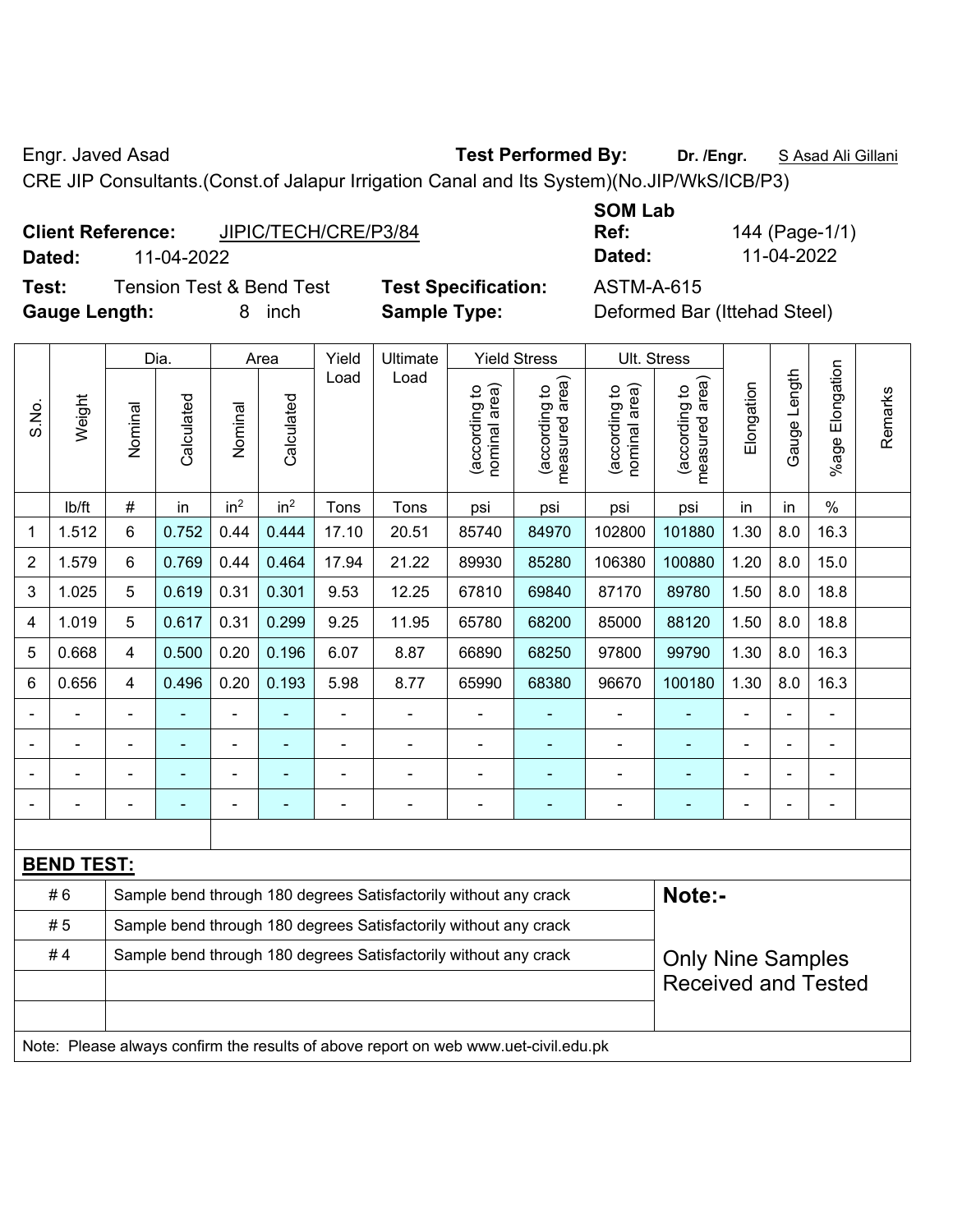Engr. Javed Asad **Test Performed By:** **Dr. /Engr.** S Asad Ali Gillani

CRE JIP Consultants.(Const.of Jalapur Irrigation Canal and Its System)(No.JIP/WkS/ICB/P3)

**Client Reference:** JIPIC/TECH/CRE/P3/84

**Dated:** 11-04-2022

**SOM Lab Ref:** 144 (Page-1/1)

**Dated:** 11-04-2022

**Test:** Tension Test & Bend Test

**Test Specification:** ASTM-A-615

**Gauge Length:** 8 inch

**Sample Type:** Deformed Bar (Ittehad Steel)

| S.No. | Weight | Dia. | | Area | | Yield Load | Ultimate Load | Yield Stress | | Ult. Stress | | Elongation | Gauge Length | %age Elongation | Remarks |
|---|---|---|---|---|---|---|---|---|---|---|---|---|---|---|---|
| | | Nominal | Calculated | Nominal | Calculated | | | (according to nominal area) | (according to measured area) | (according to nominal area) | (according to measured area) | | | | |
| | lb/ft | # | in | in² | in² | Tons | Tons | psi | psi | psi | psi | in | in | % | |
| 1 | 1.512 | 6 | 0.752 | 0.44 | 0.444 | 17.10 | 20.51 | 85740 | 84970 | 102800 | 101880 | 1.30 | 8.0 | 16.3 | |
| 2 | 1.579 | 6 | 0.769 | 0.44 | 0.464 | 17.94 | 21.22 | 89930 | 85280 | 106380 | 100880 | 1.20 | 8.0 | 15.0 | |
| 3 | 1.025 | 5 | 0.619 | 0.31 | 0.301 | 9.53 | 12.25 | 67810 | 69840 | 87170 | 89780 | 1.50 | 8.0 | 18.8 | |
| 4 | 1.019 | 5 | 0.617 | 0.31 | 0.299 | 9.25 | 11.95 | 65780 | 68200 | 85000 | 88120 | 1.50 | 8.0 | 18.8 | |
| 5 | 0.668 | 4 | 0.500 | 0.20 | 0.196 | 6.07 | 8.87 | 66890 | 68250 | 97800 | 99790 | 1.30 | 8.0 | 16.3 | |
| 6 | 0.656 | 4 | 0.496 | 0.20 | 0.193 | 5.98 | 8.77 | 65990 | 68380 | 96670 | 100180 | 1.30 | 8.0 | 16.3 | |
| - | - | - | - | - | - | - | - | - | - | - | - | - | - | - | |
| - | - | - | - | - | - | - | - | - | - | - | - | - | - | - | |
| - | - | - | - | - | - | - | - | - | - | - | - | - | - | - | |
| - | - | - | - | - | - | - | - | - | - | - | - | - | - | - | |

**BEND TEST:**

| | |
|---|---|
| # 6 | Sample bend through 180 degrees Satisfactorily without any crack |
| # 5 | Sample bend through 180 degrees Satisfactorily without any crack |
| # 4 | Sample bend through 180 degrees Satisfactorily without any crack |

**Note:-**

Only Nine Samples Received and Tested

Note: Please always confirm the results of above report on web www.uet-civil.edu.pk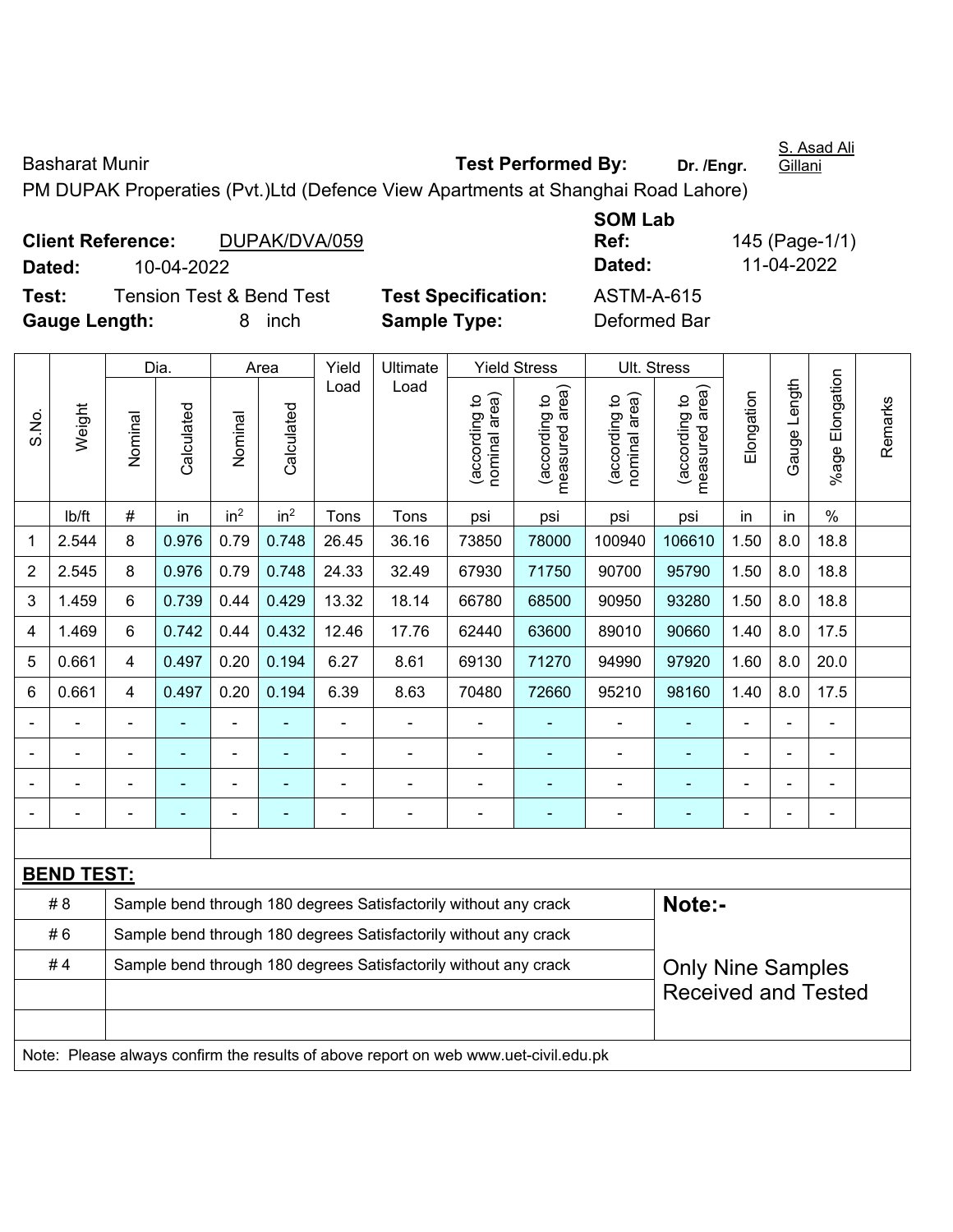Basharat Munir

**Test Performed By:** **Dr. /Engr.** S. Asad Ali Gillani

PM DUPAK Properaties (Pvt.)Ltd (Defence View Apartments at Shanghai Road Lahore)

**Client Reference:** DUPAK/DVA/059

**Dated:** 10-04-2022

**SOM Lab Ref:** 145 (Page-1/1)

**Dated:** 11-04-2022

**Test:** Tension Test & Bend Test

**Test Specification:** ASTM-A-615

**Gauge Length:** 8 inch

**Sample Type:** Deformed Bar

| S.No. | Weight | Dia. | | Area | | Yield Load | Ultimate Load | Yield Stress | | Ult. Stress | | Elongation | Gauge Length | %age Elongation | Remarks |
|---|---|---|---|---|---|---|---|---|---|---|---|---|---|---|---|
| | | Nominal | Calculated | Nominal | Calculated | | | (according to nominal area) | (according to measured area) | (according to nominal area) | (according to measured area) | | | | |
| | lb/ft | # | in | in$^2$ | in$^2$ | Tons | Tons | psi | psi | psi | psi | in | in | % | |
| 1 | 2.544 | 8 | 0.976 | 0.79 | 0.748 | 26.45 | 36.16 | 73850 | 78000 | 100940 | 106610 | 1.50 | 8.0 | 18.8 | |
| 2 | 2.545 | 8 | 0.976 | 0.79 | 0.748 | 24.33 | 32.49 | 67930 | 71750 | 90700 | 95790 | 1.50 | 8.0 | 18.8 | |
| 3 | 1.459 | 6 | 0.739 | 0.44 | 0.429 | 13.32 | 18.14 | 66780 | 68500 | 90950 | 93280 | 1.50 | 8.0 | 18.8 | |
| 4 | 1.469 | 6 | 0.742 | 0.44 | 0.432 | 12.46 | 17.76 | 62440 | 63600 | 89010 | 90660 | 1.40 | 8.0 | 17.5 | |
| 5 | 0.661 | 4 | 0.497 | 0.20 | 0.194 | 6.27 | 8.61 | 69130 | 71270 | 94990 | 97920 | 1.60 | 8.0 | 20.0 | |
| 6 | 0.661 | 4 | 0.497 | 0.20 | 0.194 | 6.39 | 8.63 | 70480 | 72660 | 95210 | 98160 | 1.40 | 8.0 | 17.5 | |
| - | - | - | - | - | - | - | - | - | - | - | - | - | - | - | |
| - | - | - | - | - | - | - | - | - | - | - | - | - | - | - | |
| - | - | - | - | - | - | - | - | - | - | - | - | - | - | - | |
| - | - | - | - | - | - | - | - | - | - | - | - | - | - | - | |

**BEND TEST:**

| | | |
|---|---|---|
| # 8 | Sample bend through 180 degrees Satisfactorily without any crack | **Note:-** |
| # 6 | Sample bend through 180 degrees Satisfactorily without any crack | |
| # 4 | Sample bend through 180 degrees Satisfactorily without any crack | Only Nine Samples Received and Tested |

Note: Please always confirm the results of above report on web www.uet-civil.edu.pk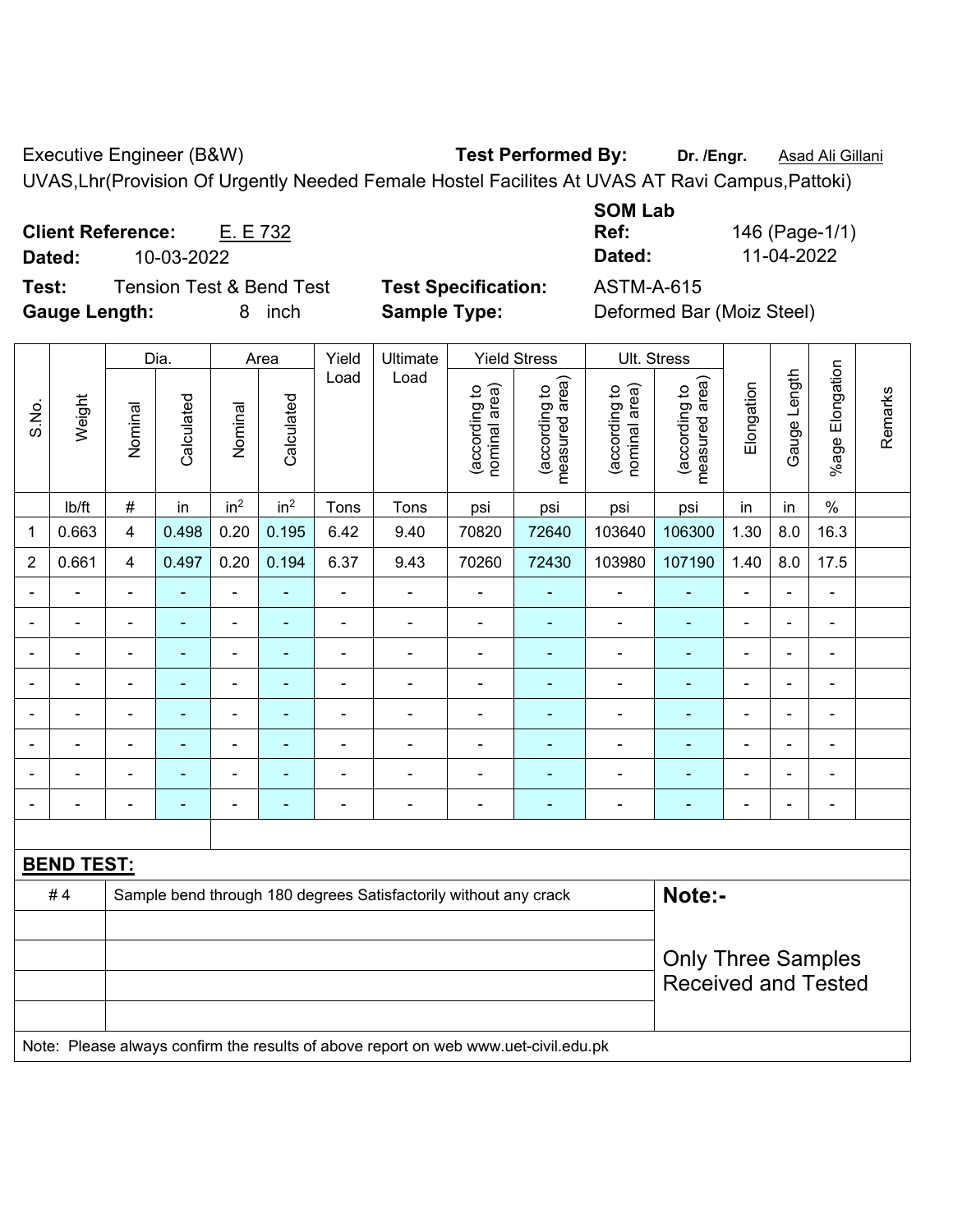Executive Engineer (B&W) **Test Performed By:** **Dr. /Engr.** Asad Ali Gillani

UVAS,Lhr(Provision Of Urgently Needed Female Hostel Facilites At UVAS AT Ravi Campus,Pattoki)

**SOM Lab**

**Client Reference:** E. E 732 **Ref:** 146 (Page-1/1)

**Dated:** 10-03-2022 **Dated:** 11-04-2022

**Test:** Tension Test & Bend Test **Test Specification:** ASTM-A-615

**Gauge Length:** 8 inch **Sample Type:** Deformed Bar (Moiz Steel)

| S.No. | Weight | Dia. | | Area | | Yield Load | Ultimate Load | Yield Stress | | Ult. Stress | | Elongation | Gauge Length | %age Elongation | Remarks |
|---|---|---|---|---|---|---|---|---|---|---|---|---|---|---|---|
| | | Nominal | Calculated | Nominal | Calculated | | | (according to nominal area) | (according to measured area) | (according to nominal area) | (according to measured area) | | | | |
| | lb/ft | # | in | $in^2$ | $in^2$ | Tons | Tons | psi | psi | psi | psi | in | in | % | |
| 1 | 0.663 | 4 | 0.498 | 0.20 | 0.195 | 6.42 | 9.40 | 70820 | 72640 | 103640 | 106300 | 1.30 | 8.0 | 16.3 | |
| 2 | 0.661 | 4 | 0.497 | 0.20 | 0.194 | 6.37 | 9.43 | 70260 | 72430 | 103980 | 107190 | 1.40 | 8.0 | 17.5 | |
| - | - | - | - | - | - | - | - | - | - | - | - | - | - | - | |
| - | - | - | - | - | - | - | - | - | - | - | - | - | - | - | |
| - | - | - | - | - | - | - | - | - | - | - | - | - | - | - | |
| - | - | - | - | - | - | - | - | - | - | - | - | - | - | - | |
| - | - | - | - | - | - | - | - | - | - | - | - | - | - | - | |
| - | - | - | - | - | - | - | - | - | - | - | - | - | - | - | |
| - | - | - | - | - | - | - | - | - | - | - | - | - | - | - | |
| - | - | - | - | - | - | - | - | - | - | - | - | - | - | - | |

**BEND TEST:**

| | | |
|---|---|---|
| # 4 | Sample bend through 180 degrees Satisfactorily without any crack | **Note:-** |
| | | Only Three Samples Received and Tested |

Note: Please always confirm the results of above report on web www.uet-civil.edu.pk